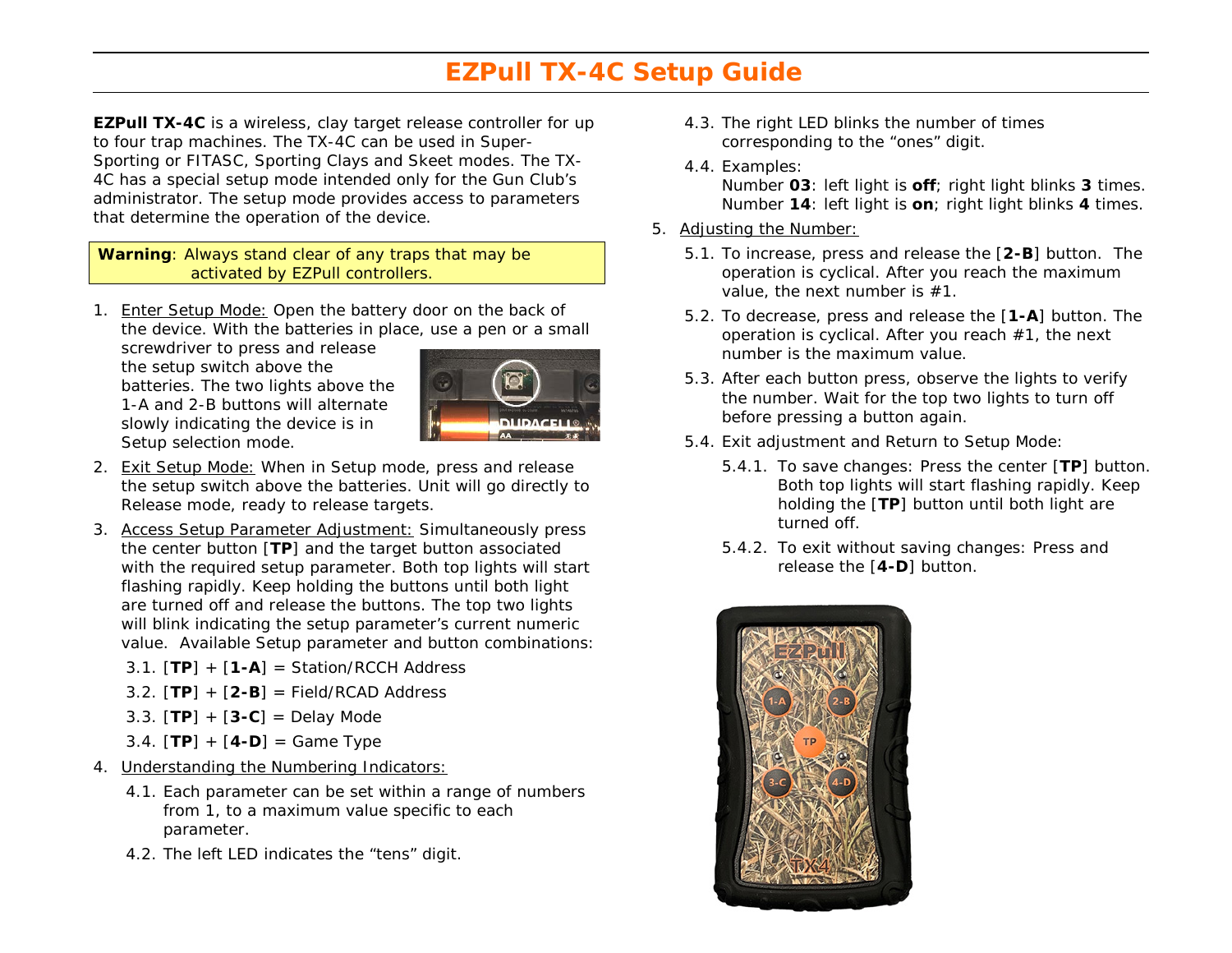# EZPull TX-4C Setup Guide

**EZPull TX-4C** is a wireless, clay target release controller for up to four trap machines. The TX-4C can be used in Super-Sporting or FITASC, Sporting Clays and Skeet modes. The TX-4C has a special setup mode intended only for the Gun Club's administrator. The setup mode provides access to parameters that determine the operation of the device.

> **Warning**: Always stand clear of any traps that may be activated by EZPull controllers.

1. Enter Setup Mode: Open the battery door on the back of the device. With the batteries in place, use a pen or a small screwdriver to press and release the setup switch above the batteries. The two lights above the 1-A and 2-B buttons will alternate slowly indicating the device is in Setup selection mode.
2. Exit Setup Mode: When in Setup mode, press and release the setup switch above the batteries. Unit will go directly to Release mode, ready to release targets.
3. Access Setup Parameter Adjustment: Simultaneously press the center button [**TP**] and the target button associated with the required setup parameter. Both top lights will start flashing rapidly. Keep holding the buttons until both light are turned off and release the buttons. The top two lights will blink indicating the setup parameter's current numeric value. Available Setup parameter and button combinations:
   - 3.1. [**TP**] + [**1-A**] = Station/RCCH Address
   - 3.2. [**TP**] + [**2-B**] = Field/RCAD Address
   - 3.3. [**TP**] + [**3-C**] = Delay Mode
   - 3.4. [**TP**] + [**4-D**] = Game Type
4. Understanding the Numbering Indicators:
   - 4.1. Each parameter can be set within a range of numbers from 1, to a maximum value specific to each parameter.
   - 4.2. The left LED indicates the "tens" digit.
   - 4.3. The right LED blinks the number of times corresponding to the "ones" digit.
   - 4.4. Examples:
     Number **03**: left light is **off**; right light blinks **3** times.
     Number **14**: left light is **on**; right light blinks **4** times.
5. Adjusting the Number:
   - 5.1. To increase, press and release the [**2-B**] button. The operation is cyclical. After you reach the maximum value, the next number is #1.
   - 5.2. To decrease, press and release the [**1-A**] button. The operation is cyclical. After you reach #1, the next number is the maximum value.
   - 5.3. After each button press, observe the lights to verify the number. Wait for the top two lights to turn off before pressing a button again.
   - 5.4. Exit adjustment and Return to Setup Mode:
     - 5.4.1. To save changes: Press the center [**TP**] button. Both top lights will start flashing rapidly. Keep holding the [**TP**] button until both light are turned off.
     - 5.4.2. To exit without saving changes: Press and release the [**4-D**] button.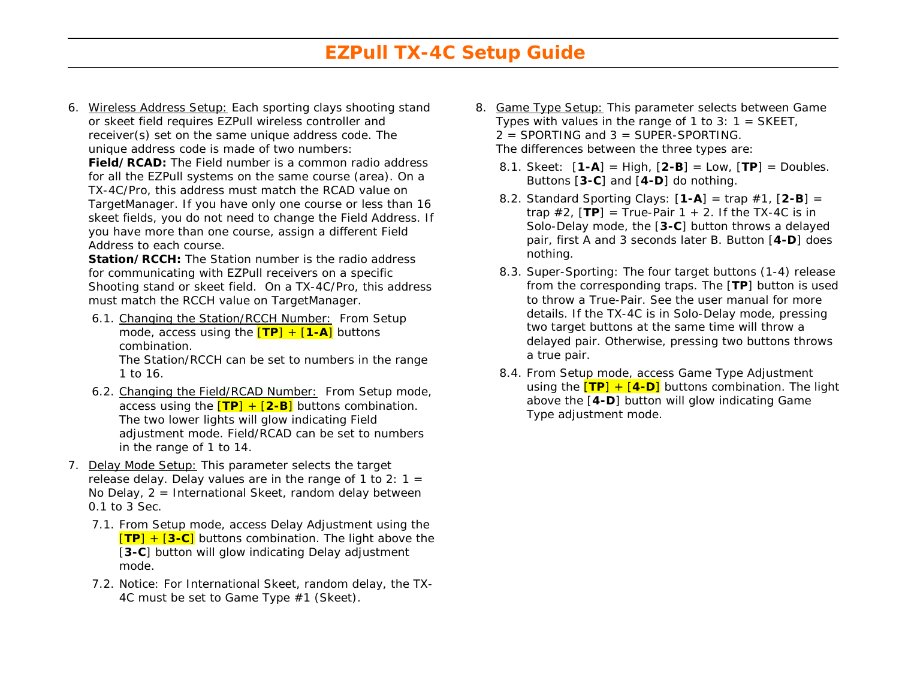# EZPull TX-4C Setup Guide

6. Wireless Address Setup: Each sporting clays shooting stand or skeet field requires EZPull wireless controller and receiver(s) set on the same unique address code. The unique address code is made of two numbers:
   **Field/RCAD:** The Field number is a common radio address for all the EZPull systems on the same course (area). On a TX-4C/Pro, this address must match the RCAD value on TargetManager. If you have only one course or less than 16 skeet fields, you do not need to change the Field Address. If you have more than one course, assign a different Field Address to each course.
   **Station/RCCH:** The Station number is the radio address for communicating with EZPull receivers on a specific Shooting stand or skeet field. On a TX-4C/Pro, this address must match the RCCH value on TargetManager.
   6.1. Changing the Station/RCCH Number: From Setup mode, access using the [**TP**] + [**1-A**] buttons combination.
   The Station/RCCH can be set to numbers in the range 1 to 16.
   6.2. Changing the Field/RCAD Number: From Setup mode, access using the [**TP**] + [**2-B**] buttons combination. The two lower lights will glow indicating Field adjustment mode. Field/RCAD can be set to numbers in the range of 1 to 14.

7. Delay Mode Setup: This parameter selects the target release delay. Delay values are in the range of 1 to 2: 1 = No Delay, 2 = International Skeet, random delay between 0.1 to 3 Sec.
   7.1. From Setup mode, access Delay Adjustment using the [**TP**] + [**3-C**] buttons combination. The light above the [**3-C**] button will glow indicating Delay adjustment mode.
   7.2. Notice: For International Skeet, random delay, the TX-4C must be set to Game Type #1 (Skeet).

8. Game Type Setup: This parameter selects between Game Types with values in the range of 1 to 3: 1 = SKEET, 2 = SPORTING and 3 = SUPER-SPORTING.
   The differences between the three types are:
   8.1. Skeet: [**1-A**] = High, [**2-B**] = Low, [**TP**] = Doubles. Buttons [**3-C**] and [**4-D**] do nothing.
   8.2. Standard Sporting Clays: [**1-A**] = trap #1, [**2-B**] = trap #2, [**TP**] = True-Pair 1 + 2. If the TX-4C is in Solo-Delay mode, the [**3-C**] button throws a delayed pair, first A and 3 seconds later B. Button [**4-D**] does nothing.
   8.3. Super-Sporting: The four target buttons (1-4) release from the corresponding traps. The [**TP**] button is used to throw a True-Pair. See the user manual for more details. If the TX-4C is in Solo-Delay mode, pressing two target buttons at the same time will throw a delayed pair. Otherwise, pressing two buttons throws a true pair.
   8.4. From Setup mode, access Game Type Adjustment using the [**TP**] + [**4-D**] buttons combination. The light above the [**4-D**] button will glow indicating Game Type adjustment mode.